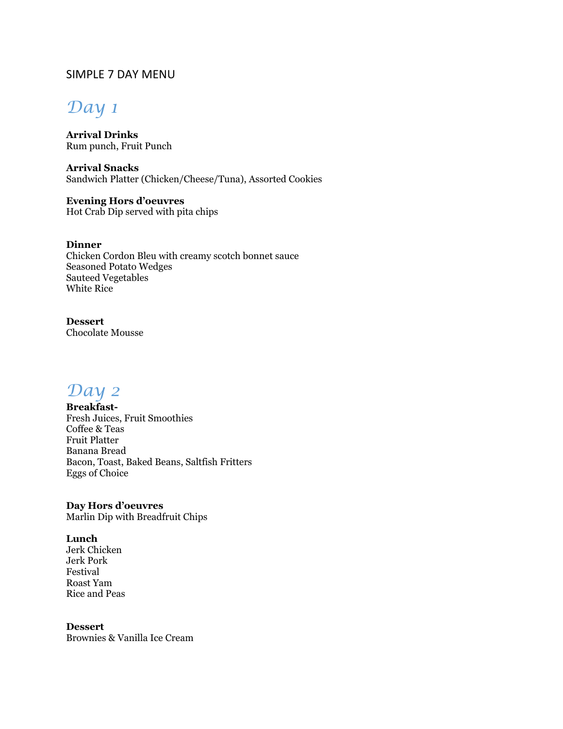SIMPLE 7 DAY MENU

# *Day 1*

**Arrival Drinks**
Rum punch, Fruit Punch

**Arrival Snacks**
Sandwich Platter (Chicken/Cheese/Tuna), Assorted Cookies

**Evening Hors d'oeuvres**
Hot Crab Dip served with pita chips

**Dinner**
Chicken Cordon Bleu with creamy scotch bonnet sauce
Seasoned Potato Wedges
Sauteed Vegetables
White Rice

**Dessert**
Chocolate Mousse

# *Day 2*

**Breakfast-**
Fresh Juices, Fruit Smoothies
Coffee & Teas
Fruit Platter
Banana Bread
Bacon, Toast, Baked Beans, Saltfish Fritters
Eggs of Choice

**Day Hors d'oeuvres**
Marlin Dip with Breadfruit Chips

**Lunch**
Jerk Chicken
Jerk Pork
Festival
Roast Yam
Rice and Peas

**Dessert**
Brownies & Vanilla Ice Cream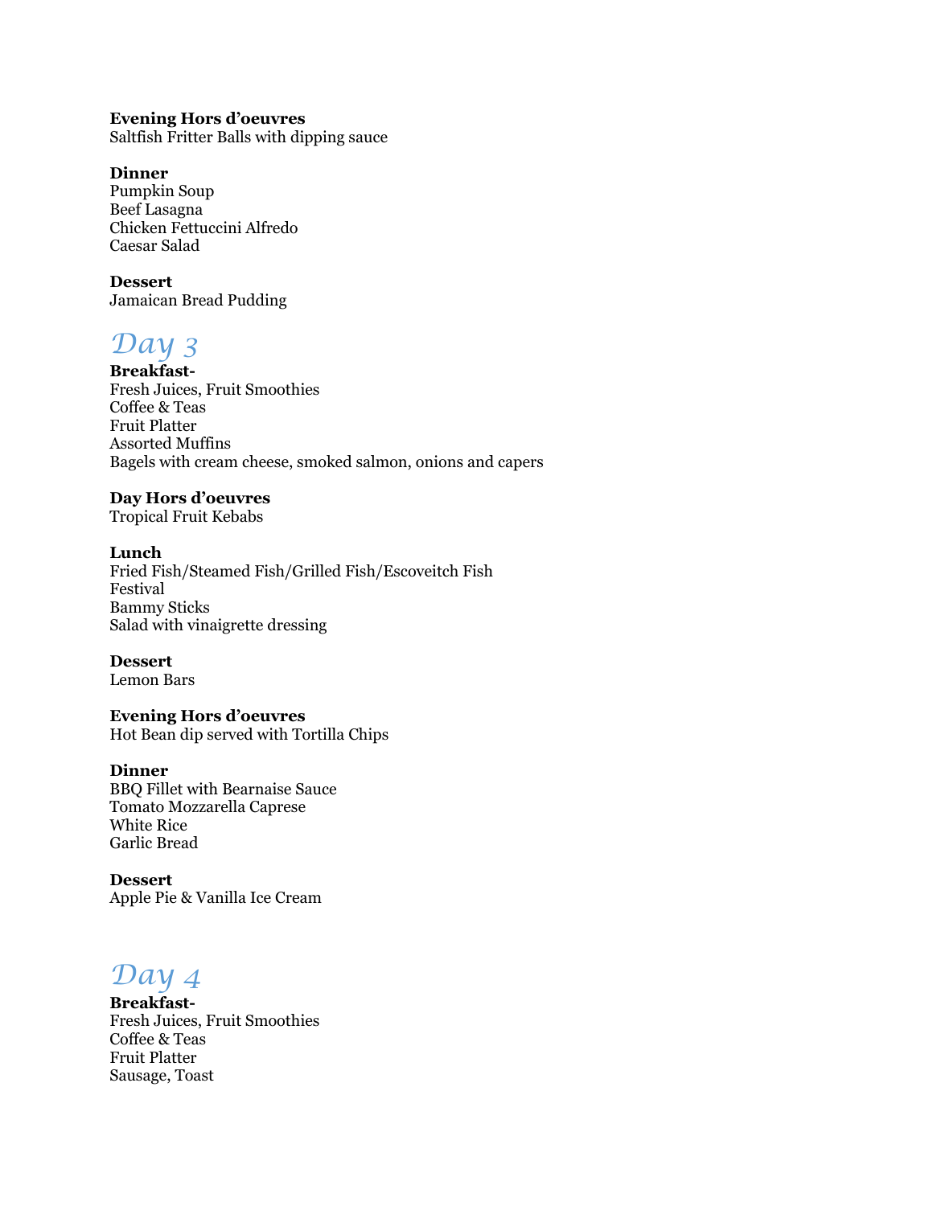**Evening Hors d'oeuvres**
Saltfish Fritter Balls with dipping sauce

**Dinner**
Pumpkin Soup
Beef Lasagna
Chicken Fettuccini Alfredo
Caesar Salad

**Dessert**
Jamaican Bread Pudding

# *Day 3*

**Breakfast-**
Fresh Juices, Fruit Smoothies
Coffee & Teas
Fruit Platter
Assorted Muffins
Bagels with cream cheese, smoked salmon, onions and capers

**Day Hors d'oeuvres**
Tropical Fruit Kebabs

**Lunch**
Fried Fish/Steamed Fish/Grilled Fish/Escoveitch Fish
Festival
Bammy Sticks
Salad with vinaigrette dressing

**Dessert**
Lemon Bars

**Evening Hors d'oeuvres**
Hot Bean dip served with Tortilla Chips

**Dinner**
BBQ Fillet with Bearnaise Sauce
Tomato Mozzarella Caprese
White Rice
Garlic Bread

**Dessert**
Apple Pie & Vanilla Ice Cream

# *Day 4*

**Breakfast-**
Fresh Juices, Fruit Smoothies
Coffee & Teas
Fruit Platter
Sausage, Toast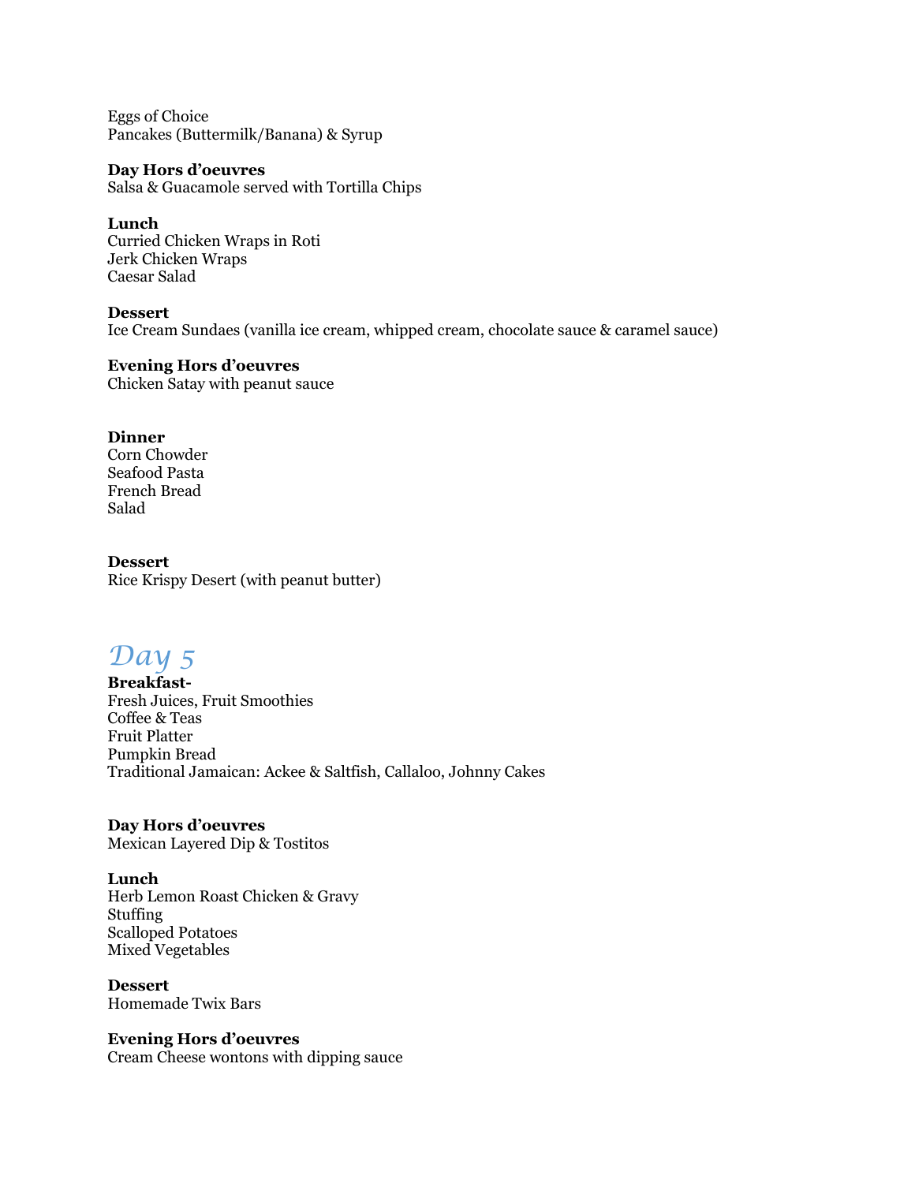Eggs of Choice
Pancakes (Buttermilk/Banana) & Syrup

**Day Hors d'oeuvres**
Salsa & Guacamole served with Tortilla Chips

**Lunch**
Curried Chicken Wraps in Roti
Jerk Chicken Wraps
Caesar Salad

**Dessert**
Ice Cream Sundaes (vanilla ice cream, whipped cream, chocolate sauce & caramel sauce)

**Evening Hors d'oeuvres**
Chicken Satay with peanut sauce

**Dinner**
Corn Chowder
Seafood Pasta
French Bread
Salad

**Dessert**
Rice Krispy Desert (with peanut butter)

## *Day 5*

**Breakfast-**
Fresh Juices, Fruit Smoothies
Coffee & Teas
Fruit Platter
Pumpkin Bread
Traditional Jamaican: Ackee & Saltfish, Callaloo, Johnny Cakes

**Day Hors d'oeuvres**
Mexican Layered Dip & Tostitos

**Lunch**
Herb Lemon Roast Chicken & Gravy
Stuffing
Scalloped Potatoes
Mixed Vegetables

**Dessert**
Homemade Twix Bars

**Evening Hors d'oeuvres**
Cream Cheese wontons with dipping sauce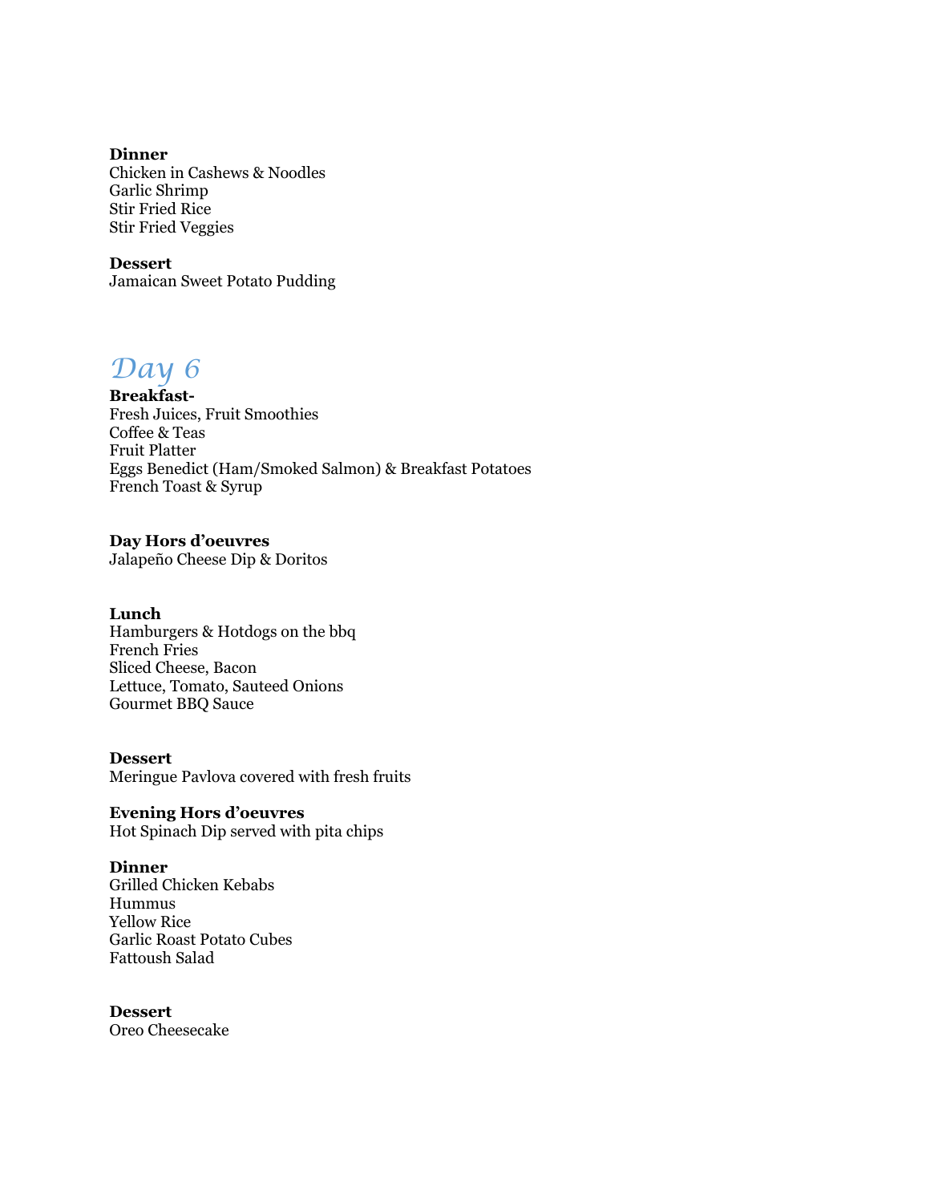**Dinner**
Chicken in Cashews & Noodles
Garlic Shrimp
Stir Fried Rice
Stir Fried Veggies

**Dessert**
Jamaican Sweet Potato Pudding

# *Day 6*

**Breakfast-**
Fresh Juices, Fruit Smoothies
Coffee & Teas
Fruit Platter
Eggs Benedict (Ham/Smoked Salmon) & Breakfast Potatoes
French Toast & Syrup

**Day Hors d'oeuvres**
Jalapeño Cheese Dip & Doritos

**Lunch**
Hamburgers & Hotdogs on the bbq
French Fries
Sliced Cheese, Bacon
Lettuce, Tomato, Sauteed Onions
Gourmet BBQ Sauce

**Dessert**
Meringue Pavlova covered with fresh fruits

**Evening Hors d'oeuvres**
Hot Spinach Dip served with pita chips

**Dinner**
Grilled Chicken Kebabs
Hummus
Yellow Rice
Garlic Roast Potato Cubes
Fattoush Salad

**Dessert**
Oreo Cheesecake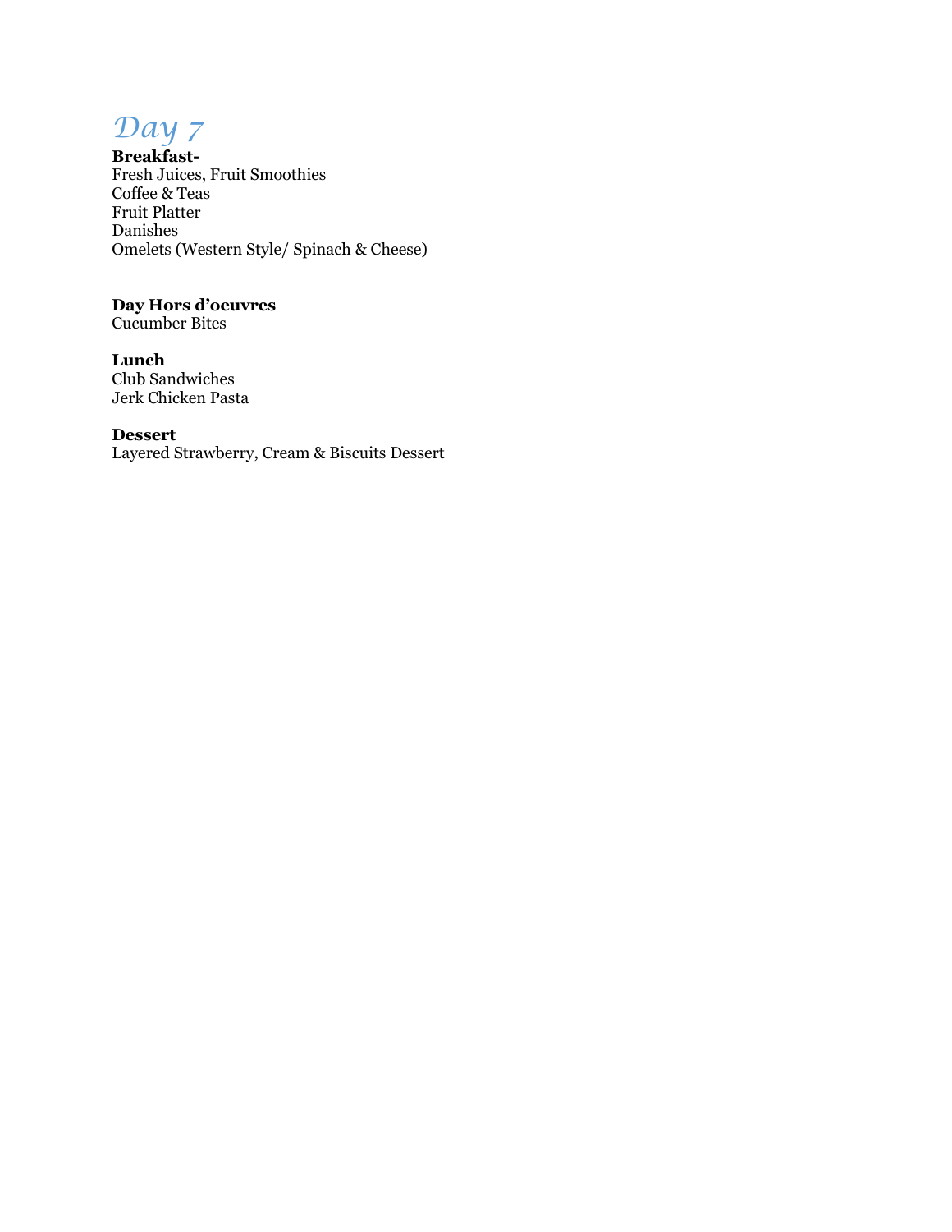# *Day 7*

**Breakfast-**
Fresh Juices, Fruit Smoothies
Coffee & Teas
Fruit Platter
Danishes
Omelets (Western Style/ Spinach & Cheese)

**Day Hors d'oeuvres**
Cucumber Bites

**Lunch**
Club Sandwiches
Jerk Chicken Pasta

**Dessert**
Layered Strawberry, Cream & Biscuits Dessert